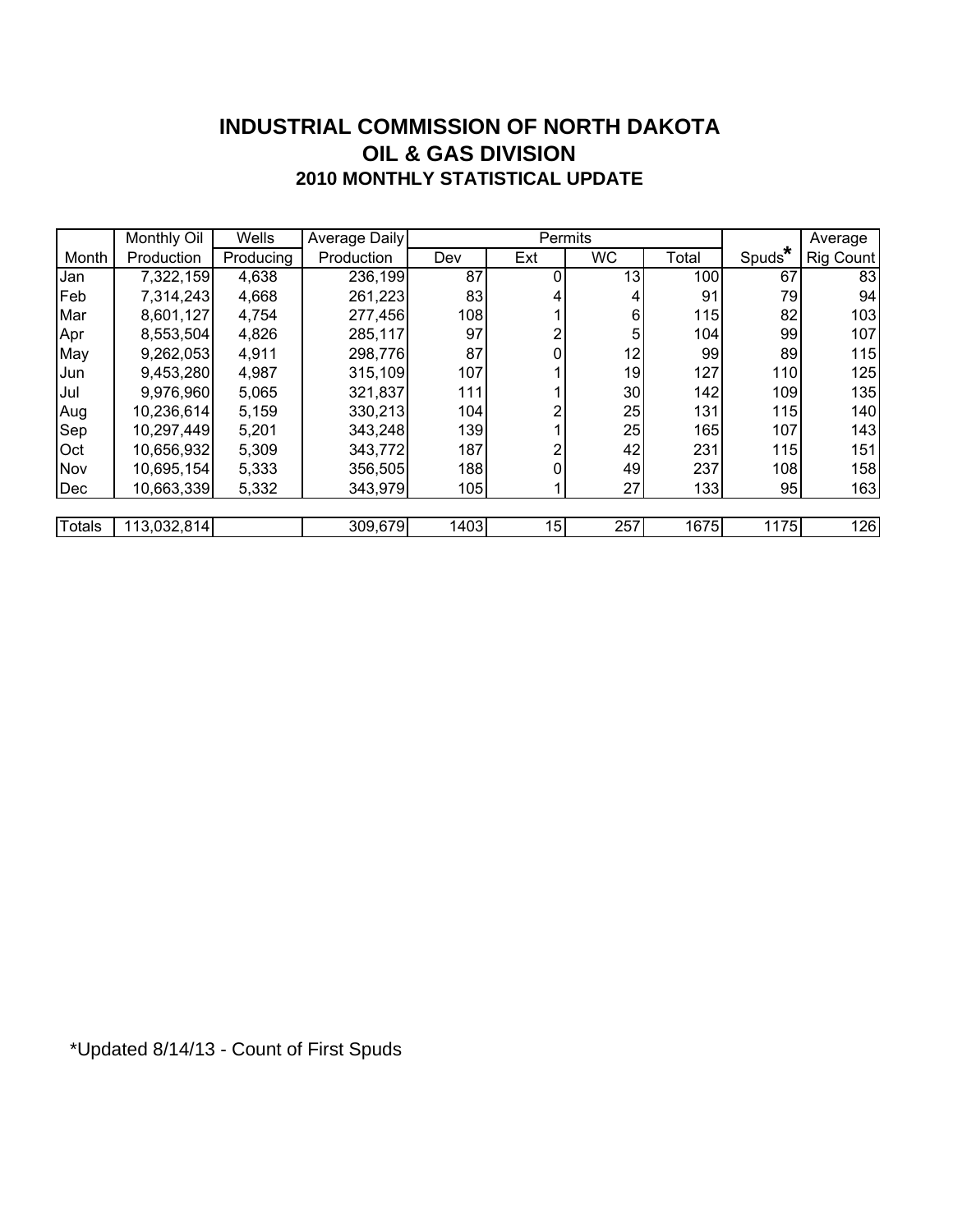# INDUSTRIAL COMMISSION OF NORTH DAKOTA
## OIL & GAS DIVISION
### 2010 MONTHLY STATISTICAL UPDATE

| Month | Monthly Oil Production | Wells Producing | Average Daily Production | Permits | | | | Spuds* | Average Rig Count |
|---|---|---|---|---|---|---|---|---|---|
| | | | | Dev | Ext | WC | Total | | |
| Jan | 7,322,159 | 4,638 | 236,199 | 87 | 0 | 13 | 100 | 67 | 83 |
| Feb | 7,314,243 | 4,668 | 261,223 | 83 | 4 | 4 | 91 | 79 | 94 |
| Mar | 8,601,127 | 4,754 | 277,456 | 108 | 1 | 6 | 115 | 82 | 103 |
| Apr | 8,553,504 | 4,826 | 285,117 | 97 | 2 | 5 | 104 | 99 | 107 |
| May | 9,262,053 | 4,911 | 298,776 | 87 | 0 | 12 | 99 | 89 | 115 |
| Jun | 9,453,280 | 4,987 | 315,109 | 107 | 1 | 19 | 127 | 110 | 125 |
| Jul | 9,976,960 | 5,065 | 321,837 | 111 | 1 | 30 | 142 | 109 | 135 |
| Aug | 10,236,614 | 5,159 | 330,213 | 104 | 2 | 25 | 131 | 115 | 140 |
| Sep | 10,297,449 | 5,201 | 343,248 | 139 | 1 | 25 | 165 | 107 | 143 |
| Oct | 10,656,932 | 5,309 | 343,772 | 187 | 2 | 42 | 231 | 115 | 151 |
| Nov | 10,695,154 | 5,333 | 356,505 | 188 | 0 | 49 | 237 | 108 | 158 |
| Dec | 10,663,339 | 5,332 | 343,979 | 105 | 1 | 27 | 133 | 95 | 163 |
| Totals | 113,032,814 | | 309,679 | 1403 | 15 | 257 | 1675 | 1175 | 126 |

*Updated 8/14/13 - Count of First Spuds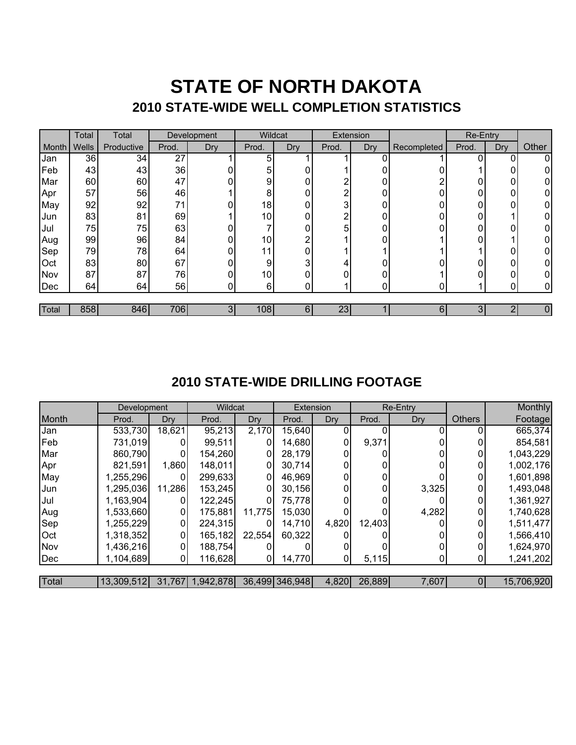# STATE OF NORTH DAKOTA

## 2010 STATE-WIDE WELL COMPLETION STATISTICS

| | Total | Total | Development | | Wildcat | | Extension | | | Re-Entry | | |
|---|---|---|---|---|---|---|---|---|---|---|---|---|
| Month | Wells | Productive | Prod. | Dry | Prod. | Dry | Prod. | Dry | Recompleted | Prod. | Dry | Other |
| Jan | 36 | 34 | 27 | 1 | 5 | 1 | 1 | 0 | 1 | 0 | 0 | 0 |
| Feb | 43 | 43 | 36 | 0 | 5 | 0 | 1 | 0 | 0 | 1 | 0 | 0 |
| Mar | 60 | 60 | 47 | 0 | 9 | 0 | 2 | 0 | 2 | 0 | 0 | 0 |
| Apr | 57 | 56 | 46 | 1 | 8 | 0 | 2 | 0 | 0 | 0 | 0 | 0 |
| May | 92 | 92 | 71 | 0 | 18 | 0 | 3 | 0 | 0 | 0 | 0 | 0 |
| Jun | 83 | 81 | 69 | 1 | 10 | 0 | 2 | 0 | 0 | 0 | 1 | 0 |
| Jul | 75 | 75 | 63 | 0 | 7 | 0 | 5 | 0 | 0 | 0 | 0 | 0 |
| Aug | 99 | 96 | 84 | 0 | 10 | 2 | 1 | 0 | 1 | 0 | 1 | 0 |
| Sep | 79 | 78 | 64 | 0 | 11 | 0 | 1 | 1 | 1 | 1 | 0 | 0 |
| Oct | 83 | 80 | 67 | 0 | 9 | 3 | 4 | 0 | 0 | 0 | 0 | 0 |
| Nov | 87 | 87 | 76 | 0 | 10 | 0 | 0 | 0 | 1 | 0 | 0 | 0 |
| Dec | 64 | 64 | 56 | 0 | 6 | 0 | 1 | 0 | 0 | 1 | 0 | 0 |
| Total | 858 | 846 | 706 | 3 | 108 | 6 | 23 | 1 | 6 | 3 | 2 | 0 |

## 2010 STATE-WIDE DRILLING FOOTAGE

| | Development | | Wildcat | | Extension | | Re-Entry | | | Monthly |
|---|---|---|---|---|---|---|---|---|---|---|
| Month | Prod. | Dry | Prod. | Dry | Prod. | Dry | Prod. | Dry | Others | Footage |
| Jan | 533,730 | 18,621 | 95,213 | 2,170 | 15,640 | 0 | 0 | 0 | 0 | 665,374 |
| Feb | 731,019 | 0 | 99,511 | 0 | 14,680 | 0 | 9,371 | 0 | 0 | 854,581 |
| Mar | 860,790 | 0 | 154,260 | 0 | 28,179 | 0 | 0 | 0 | 0 | 1,043,229 |
| Apr | 821,591 | 1,860 | 148,011 | 0 | 30,714 | 0 | 0 | 0 | 0 | 1,002,176 |
| May | 1,255,296 | 0 | 299,633 | 0 | 46,969 | 0 | 0 | 0 | 0 | 1,601,898 |
| Jun | 1,295,036 | 11,286 | 153,245 | 0 | 30,156 | 0 | 0 | 3,325 | 0 | 1,493,048 |
| Jul | 1,163,904 | 0 | 122,245 | 0 | 75,778 | 0 | 0 | 0 | 0 | 1,361,927 |
| Aug | 1,533,660 | 0 | 175,881 | 11,775 | 15,030 | 0 | 0 | 4,282 | 0 | 1,740,628 |
| Sep | 1,255,229 | 0 | 224,315 | 0 | 14,710 | 4,820 | 12,403 | 0 | 0 | 1,511,477 |
| Oct | 1,318,352 | 0 | 165,182 | 22,554 | 60,322 | 0 | 0 | 0 | 0 | 1,566,410 |
| Nov | 1,436,216 | 0 | 188,754 | 0 | 0 | 0 | 0 | 0 | 0 | 1,624,970 |
| Dec | 1,104,689 | 0 | 116,628 | 0 | 14,770 | 0 | 5,115 | 0 | 0 | 1,241,202 |
| Total | 13,309,512 | 31,767 | 1,942,878 | 36,499 | 346,948 | 4,820 | 26,889 | 7,607 | 0 | 15,706,920 |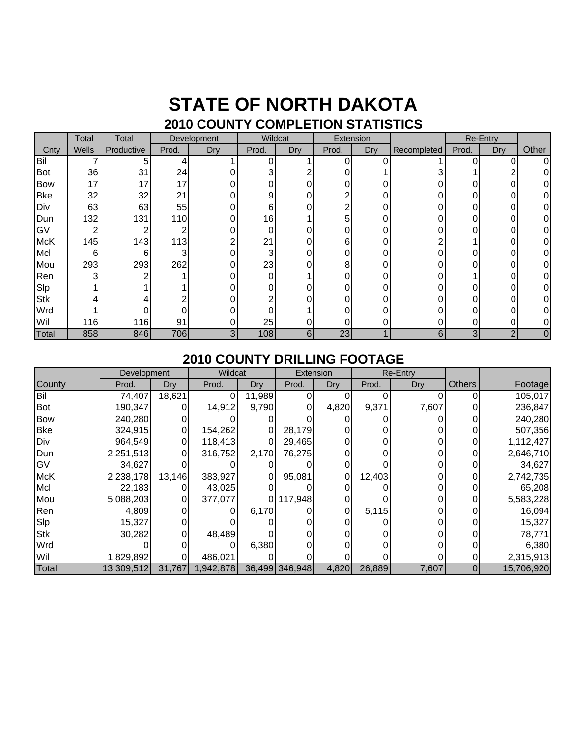# STATE OF NORTH DAKOTA

## 2010 COUNTY COMPLETION STATISTICS

| | Total | Total | Development | | Wildcat | | Extension | | | Re-Entry | | |
|---|---|---|---|---|---|---|---|---|---|---|---|---|
| Cnty | Wells | Productive | Prod. | Dry | Prod. | Dry | Prod. | Dry | Recompleted | Prod. | Dry | Other |
| Bil | 7 | 5 | 4 | 1 | 0 | 1 | 0 | 0 | 1 | 0 | 0 | 0 |
| Bot | 36 | 31 | 24 | 0 | 3 | 2 | 0 | 1 | 3 | 1 | 2 | 0 |
| Bow | 17 | 17 | 17 | 0 | 0 | 0 | 0 | 0 | 0 | 0 | 0 | 0 |
| Bke | 32 | 32 | 21 | 0 | 9 | 0 | 2 | 0 | 0 | 0 | 0 | 0 |
| Div | 63 | 63 | 55 | 0 | 6 | 0 | 2 | 0 | 0 | 0 | 0 | 0 |
| Dun | 132 | 131 | 110 | 0 | 16 | 1 | 5 | 0 | 0 | 0 | 0 | 0 |
| GV | 2 | 2 | 2 | 0 | 0 | 0 | 0 | 0 | 0 | 0 | 0 | 0 |
| McK | 145 | 143 | 113 | 2 | 21 | 0 | 6 | 0 | 2 | 1 | 0 | 0 |
| Mcl | 6 | 6 | 3 | 0 | 3 | 0 | 0 | 0 | 0 | 0 | 0 | 0 |
| Mou | 293 | 293 | 262 | 0 | 23 | 0 | 8 | 0 | 0 | 0 | 0 | 0 |
| Ren | 3 | 2 | 1 | 0 | 0 | 1 | 0 | 0 | 0 | 1 | 0 | 0 |
| Slp | 1 | 1 | 1 | 0 | 0 | 0 | 0 | 0 | 0 | 0 | 0 | 0 |
| Stk | 4 | 4 | 2 | 0 | 2 | 0 | 0 | 0 | 0 | 0 | 0 | 0 |
| Wrd | 1 | 0 | 0 | 0 | 0 | 1 | 0 | 0 | 0 | 0 | 0 | 0 |
| Wil | 116 | 116 | 91 | 0 | 25 | 0 | 0 | 0 | 0 | 0 | 0 | 0 |
| Total | 858 | 846 | 706 | 3 | 108 | 6 | 23 | 1 | 6 | 3 | 2 | 0 |

## 2010 COUNTY DRILLING FOOTAGE

| | Development | | Wildcat | | Extension | | Re-Entry | | | |
|---|---|---|---|---|---|---|---|---|---|---|
| County | Prod. | Dry | Prod. | Dry | Prod. | Dry | Prod. | Dry | Others | Footage |
| Bil | 74,407 | 18,621 | 0 | 11,989 | 0 | 0 | 0 | 0 | 0 | 105,017 |
| Bot | 190,347 | 0 | 14,912 | 9,790 | 0 | 4,820 | 9,371 | 7,607 | 0 | 236,847 |
| Bow | 240,280 | 0 | 0 | 0 | 0 | 0 | 0 | 0 | 0 | 240,280 |
| Bke | 324,915 | 0 | 154,262 | 0 | 28,179 | 0 | 0 | 0 | 0 | 507,356 |
| Div | 964,549 | 0 | 118,413 | 0 | 29,465 | 0 | 0 | 0 | 0 | 1,112,427 |
| Dun | 2,251,513 | 0 | 316,752 | 2,170 | 76,275 | 0 | 0 | 0 | 0 | 2,646,710 |
| GV | 34,627 | 0 | 0 | 0 | 0 | 0 | 0 | 0 | 0 | 34,627 |
| McK | 2,238,178 | 13,146 | 383,927 | 0 | 95,081 | 0 | 12,403 | 0 | 0 | 2,742,735 |
| Mcl | 22,183 | 0 | 43,025 | 0 | 0 | 0 | 0 | 0 | 0 | 65,208 |
| Mou | 5,088,203 | 0 | 377,077 | 0 | 117,948 | 0 | 0 | 0 | 0 | 5,583,228 |
| Ren | 4,809 | 0 | 0 | 6,170 | 0 | 0 | 5,115 | 0 | 0 | 16,094 |
| Slp | 15,327 | 0 | 0 | 0 | 0 | 0 | 0 | 0 | 0 | 15,327 |
| Stk | 30,282 | 0 | 48,489 | 0 | 0 | 0 | 0 | 0 | 0 | 78,771 |
| Wrd | 0 | 0 | 0 | 6,380 | 0 | 0 | 0 | 0 | 0 | 6,380 |
| Wil | 1,829,892 | 0 | 486,021 | 0 | 0 | 0 | 0 | 0 | 0 | 2,315,913 |
| Total | 13,309,512 | 31,767 | 1,942,878 | 36,499 | 346,948 | 4,820 | 26,889 | 7,607 | 0 | 15,706,920 |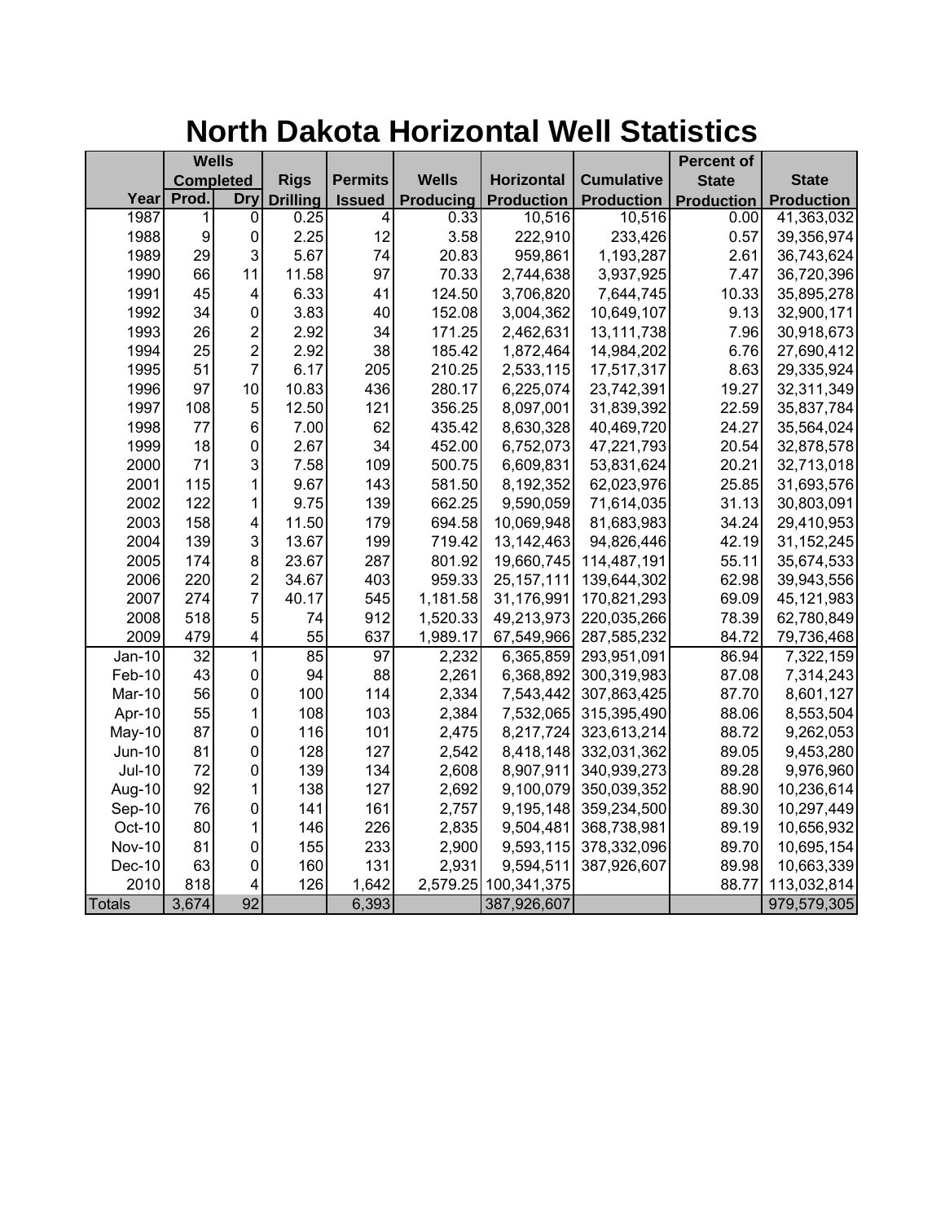# North Dakota Horizontal Well Statistics

| | Wells Completed | | | | | | | Percent of | |
|---|---|---|---|---|---|---|---|---|---|
| Year | Prod. | Dry | Rigs Drilling | Permits Issued | Wells Producing | Horizontal Production | Cumulative Production | State Production | State Production |
| 1987 | 1 | 0 | 0.25 | 4 | 0.33 | 10,516 | 10,516 | 0.00 | 41,363,032 |
| 1988 | 9 | 0 | 2.25 | 12 | 3.58 | 222,910 | 233,426 | 0.57 | 39,356,974 |
| 1989 | 29 | 3 | 5.67 | 74 | 20.83 | 959,861 | 1,193,287 | 2.61 | 36,743,624 |
| 1990 | 66 | 11 | 11.58 | 97 | 70.33 | 2,744,638 | 3,937,925 | 7.47 | 36,720,396 |
| 1991 | 45 | 4 | 6.33 | 41 | 124.50 | 3,706,820 | 7,644,745 | 10.33 | 35,895,278 |
| 1992 | 34 | 0 | 3.83 | 40 | 152.08 | 3,004,362 | 10,649,107 | 9.13 | 32,900,171 |
| 1993 | 26 | 2 | 2.92 | 34 | 171.25 | 2,462,631 | 13,111,738 | 7.96 | 30,918,673 |
| 1994 | 25 | 2 | 2.92 | 38 | 185.42 | 1,872,464 | 14,984,202 | 6.76 | 27,690,412 |
| 1995 | 51 | 7 | 6.17 | 205 | 210.25 | 2,533,115 | 17,517,317 | 8.63 | 29,335,924 |
| 1996 | 97 | 10 | 10.83 | 436 | 280.17 | 6,225,074 | 23,742,391 | 19.27 | 32,311,349 |
| 1997 | 108 | 5 | 12.50 | 121 | 356.25 | 8,097,001 | 31,839,392 | 22.59 | 35,837,784 |
| 1998 | 77 | 6 | 7.00 | 62 | 435.42 | 8,630,328 | 40,469,720 | 24.27 | 35,564,024 |
| 1999 | 18 | 0 | 2.67 | 34 | 452.00 | 6,752,073 | 47,221,793 | 20.54 | 32,878,578 |
| 2000 | 71 | 3 | 7.58 | 109 | 500.75 | 6,609,831 | 53,831,624 | 20.21 | 32,713,018 |
| 2001 | 115 | 1 | 9.67 | 143 | 581.50 | 8,192,352 | 62,023,976 | 25.85 | 31,693,576 |
| 2002 | 122 | 1 | 9.75 | 139 | 662.25 | 9,590,059 | 71,614,035 | 31.13 | 30,803,091 |
| 2003 | 158 | 4 | 11.50 | 179 | 694.58 | 10,069,948 | 81,683,983 | 34.24 | 29,410,953 |
| 2004 | 139 | 3 | 13.67 | 199 | 719.42 | 13,142,463 | 94,826,446 | 42.19 | 31,152,245 |
| 2005 | 174 | 8 | 23.67 | 287 | 801.92 | 19,660,745 | 114,487,191 | 55.11 | 35,674,533 |
| 2006 | 220 | 2 | 34.67 | 403 | 959.33 | 25,157,111 | 139,644,302 | 62.98 | 39,943,556 |
| 2007 | 274 | 7 | 40.17 | 545 | 1,181.58 | 31,176,991 | 170,821,293 | 69.09 | 45,121,983 |
| 2008 | 518 | 5 | 74 | 912 | 1,520.33 | 49,213,973 | 220,035,266 | 78.39 | 62,780,849 |
| 2009 | 479 | 4 | 55 | 637 | 1,989.17 | 67,549,966 | 287,585,232 | 84.72 | 79,736,468 |
| Jan-10 | 32 | 1 | 85 | 97 | 2,232 | 6,365,859 | 293,951,091 | 86.94 | 7,322,159 |
| Feb-10 | 43 | 0 | 94 | 88 | 2,261 | 6,368,892 | 300,319,983 | 87.08 | 7,314,243 |
| Mar-10 | 56 | 0 | 100 | 114 | 2,334 | 7,543,442 | 307,863,425 | 87.70 | 8,601,127 |
| Apr-10 | 55 | 1 | 108 | 103 | 2,384 | 7,532,065 | 315,395,490 | 88.06 | 8,553,504 |
| May-10 | 87 | 0 | 116 | 101 | 2,475 | 8,217,724 | 323,613,214 | 88.72 | 9,262,053 |
| Jun-10 | 81 | 0 | 128 | 127 | 2,542 | 8,418,148 | 332,031,362 | 89.05 | 9,453,280 |
| Jul-10 | 72 | 0 | 139 | 134 | 2,608 | 8,907,911 | 340,939,273 | 89.28 | 9,976,960 |
| Aug-10 | 92 | 1 | 138 | 127 | 2,692 | 9,100,079 | 350,039,352 | 88.90 | 10,236,614 |
| Sep-10 | 76 | 0 | 141 | 161 | 2,757 | 9,195,148 | 359,234,500 | 89.30 | 10,297,449 |
| Oct-10 | 80 | 1 | 146 | 226 | 2,835 | 9,504,481 | 368,738,981 | 89.19 | 10,656,932 |
| Nov-10 | 81 | 0 | 155 | 233 | 2,900 | 9,593,115 | 378,332,096 | 89.70 | 10,695,154 |
| Dec-10 | 63 | 0 | 160 | 131 | 2,931 | 9,594,511 | 387,926,607 | 89.98 | 10,663,339 |
| 2010 | 818 | 4 | 126 | 1,642 | 2,579.25 | 100,341,375 | | 88.77 | 113,032,814 |
| Totals | 3,674 | 92 | | 6,393 | | 387,926,607 | | | 979,579,305 |